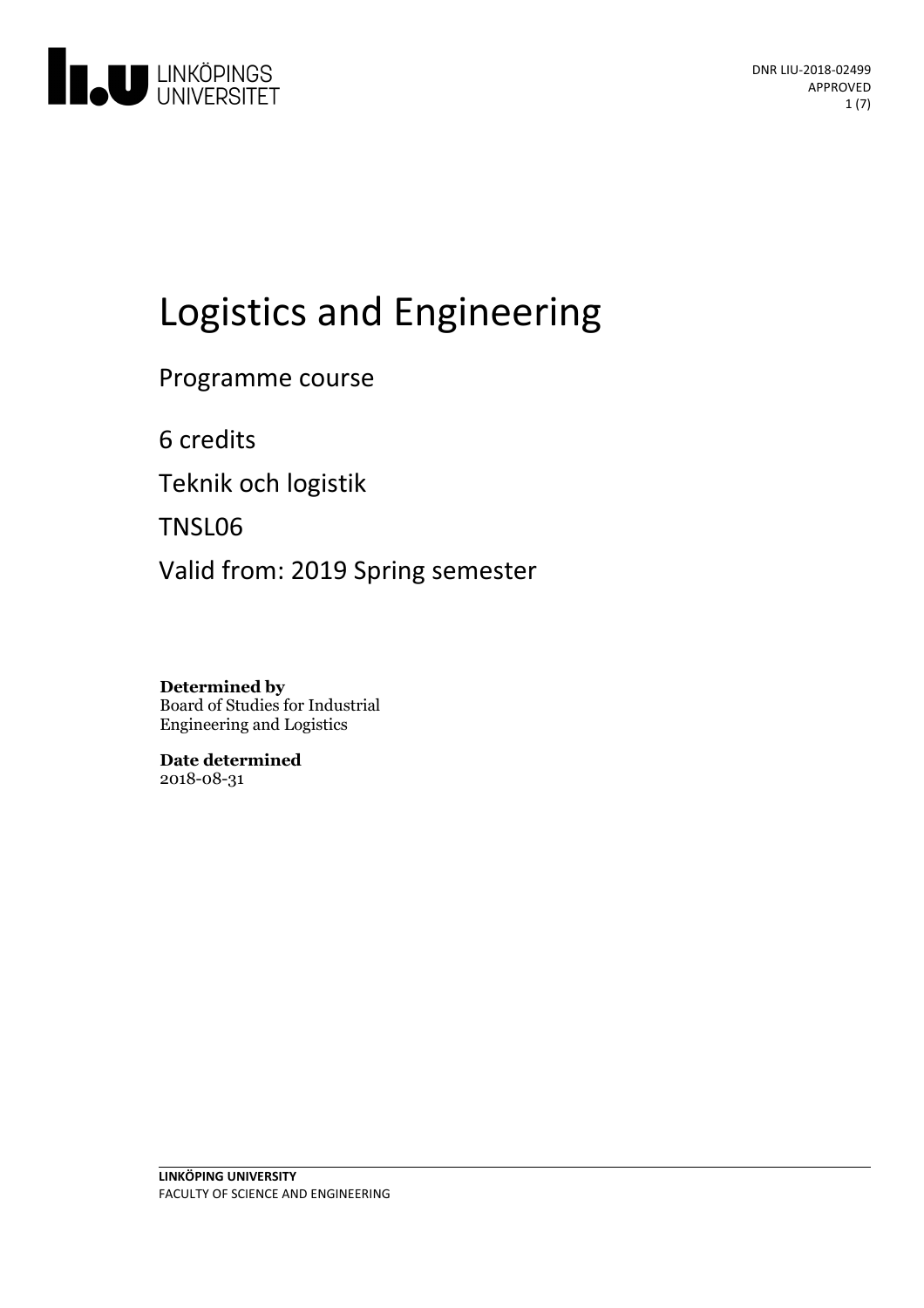# Logistics and Engineering

Programme course

6 credits

Teknik och logistik

TNSL06

Valid from: 2019 Spring semester

**Determined by**
Board of Studies for Industrial Engineering and Logistics

**Date determined**
2018-08-31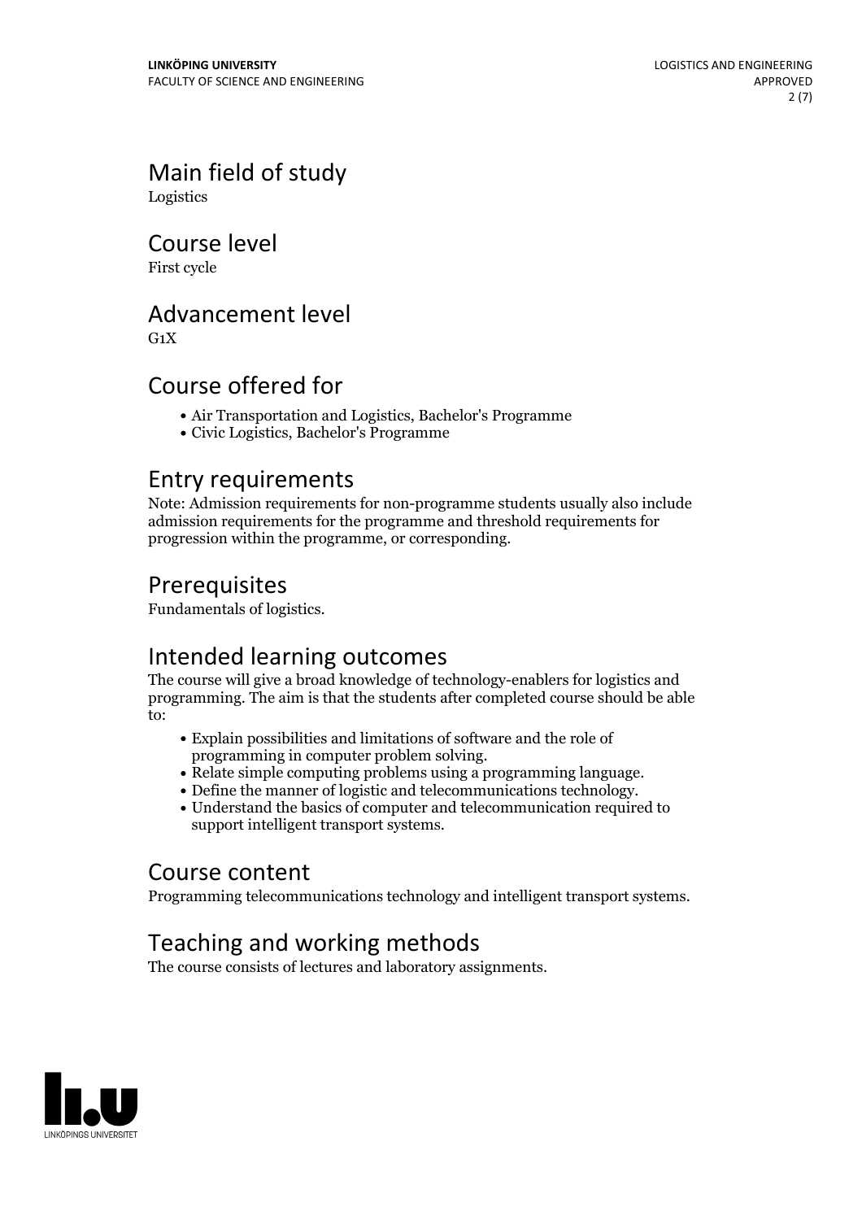## Main field of study

Logistics

## Course level

First cycle

## Advancement level

G1X

## Course offered for

- Air Transportation and Logistics, Bachelor's Programme
- Civic Logistics, Bachelor's Programme

## Entry requirements

Note: Admission requirements for non-programme students usually also include admission requirements for the programme and threshold requirements for progression within the programme, or corresponding.

## Prerequisites

Fundamentals of logistics.

## Intended learning outcomes

The course will give a broad knowledge of technology-enablers for logistics and programming. The aim is that the students after completed course should be able to:

- Explain possibilities and limitations of software and the role of programming in computer problem solving.
- Relate simple computing problems using a programming language.
- Define the manner of logistic and telecommunications technology.
- Understand the basics of computer and telecommunication required to support intelligent transport systems.

## Course content

Programming telecommunications technology and intelligent transport systems.

## Teaching and working methods

The course consists of lectures and laboratory assignments.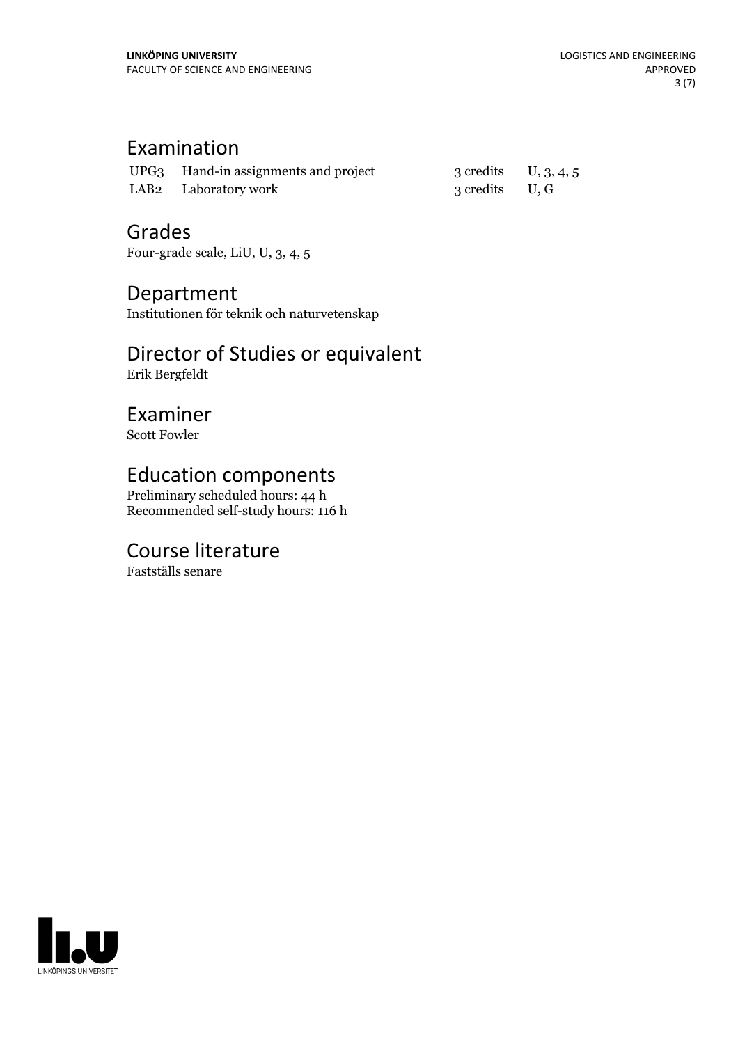## Examination

| | | | |
|---|---|---|---|
| UPG3 | Hand-in assignments and project | 3 credits | U, 3, 4, 5 |
| LAB2 | Laboratory work | 3 credits | U, G |

## Grades

Four-grade scale, LiU, U, 3, 4, 5

## Department

Institutionen för teknik och naturvetenskap

## Director of Studies or equivalent

Erik Bergfeldt

## Examiner

Scott Fowler

## Education components

Preliminary scheduled hours: 44 h
Recommended self-study hours: 116 h

## Course literature

Fastställs senare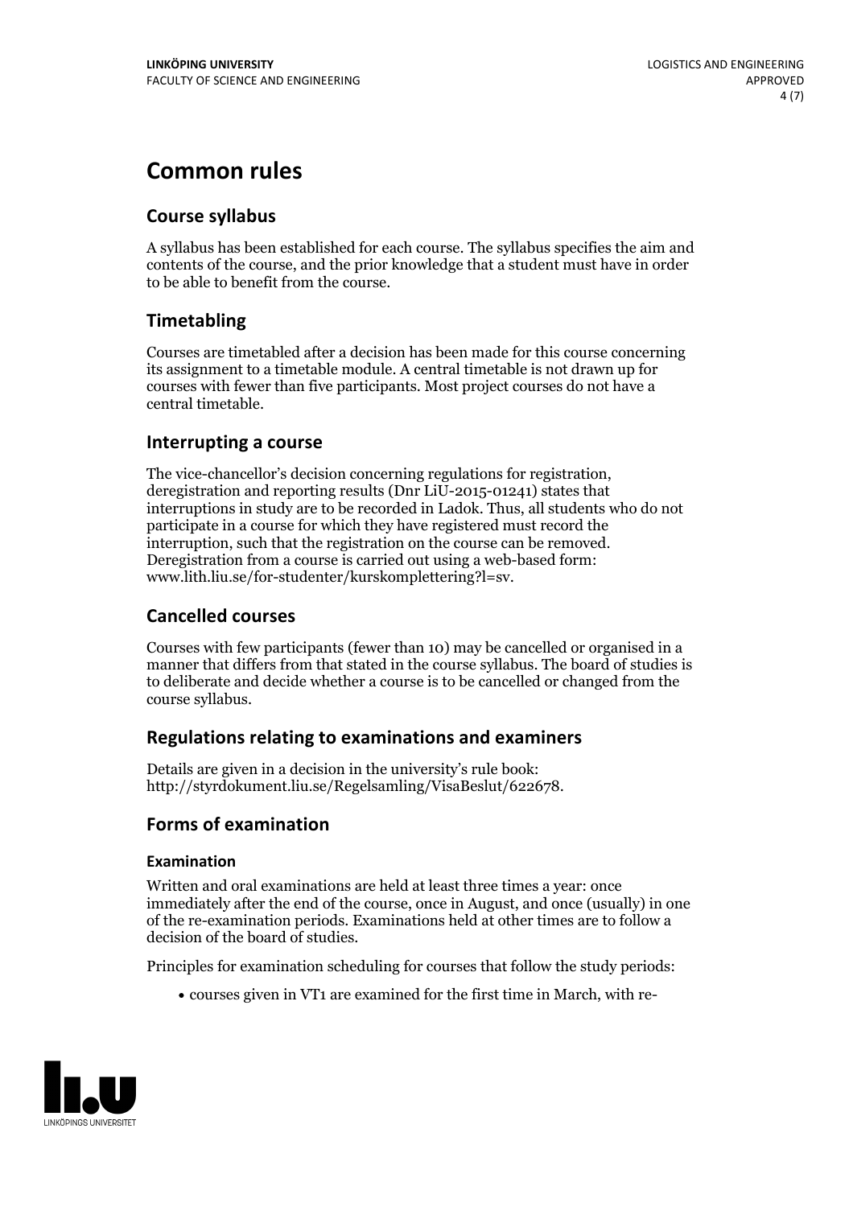# Common rules

## Course syllabus

A syllabus has been established for each course. The syllabus specifies the aim and contents of the course, and the prior knowledge that a student must have in order to be able to benefit from the course.

## Timetabling

Courses are timetabled after a decision has been made for this course concerning its assignment to a timetable module. A central timetable is not drawn up for courses with fewer than five participants. Most project courses do not have a central timetable.

## Interrupting a course

The vice-chancellor's decision concerning regulations for registration, deregistration and reporting results (Dnr LiU-2015-01241) states that interruptions in study are to be recorded in Ladok. Thus, all students who do not participate in a course for which they have registered must record the interruption, such that the registration on the course can be removed. Deregistration from a course is carried out using a web-based form: www.lith.liu.se/for-studenter/kurskomplettering?l=sv.

## Cancelled courses

Courses with few participants (fewer than 10) may be cancelled or organised in a manner that differs from that stated in the course syllabus. The board of studies is to deliberate and decide whether a course is to be cancelled or changed from the course syllabus.

## Regulations relating to examinations and examiners

Details are given in a decision in the university's rule book: http://styrdokument.liu.se/Regelsamling/VisaBeslut/622678.

## Forms of examination

### Examination

Written and oral examinations are held at least three times a year: once immediately after the end of the course, once in August, and once (usually) in one of the re-examination periods. Examinations held at other times are to follow a decision of the board of studies.

Principles for examination scheduling for courses that follow the study periods:

- courses given in VT1 are examined for the first time in March, with re-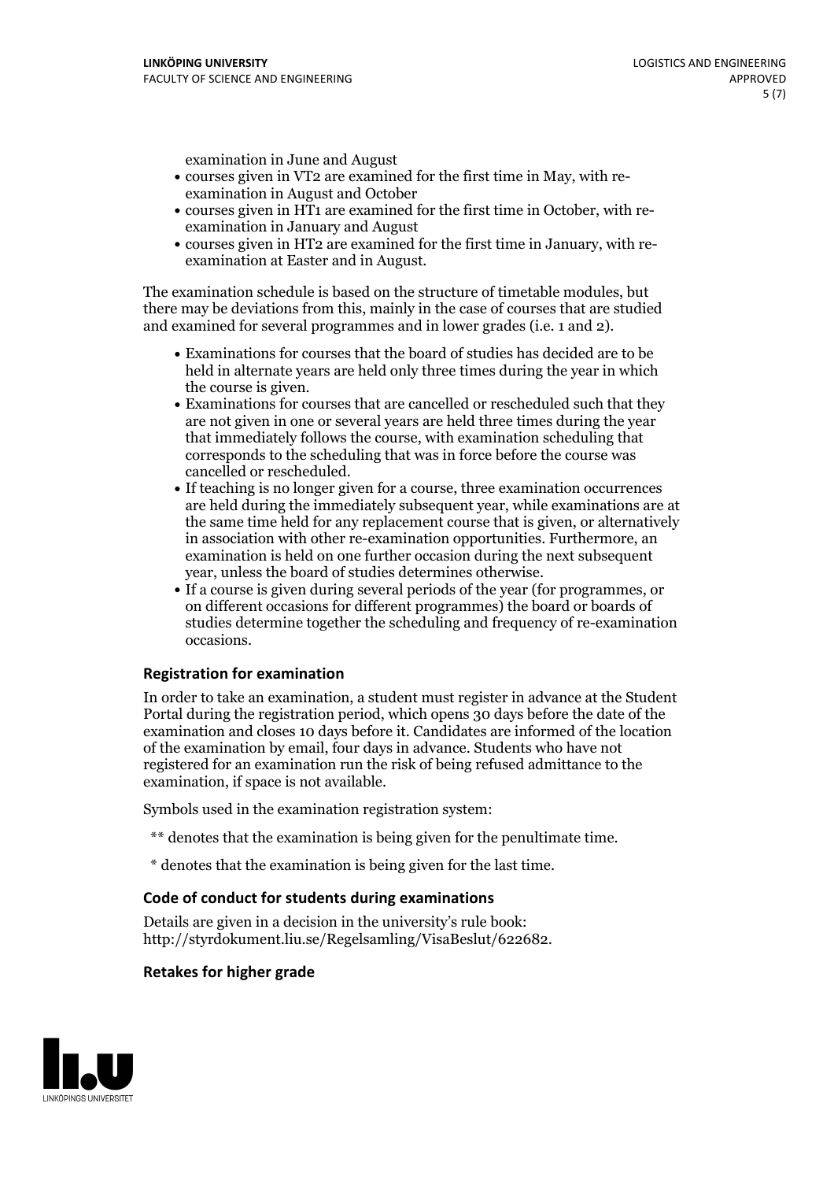examination in June and August
- courses given in VT2 are examined for the first time in May, with re-examination in August and October
- courses given in HT1 are examined for the first time in October, with re-examination in January and August
- courses given in HT2 are examined for the first time in January, with re-examination at Easter and in August.

The examination schedule is based on the structure of timetable modules, but there may be deviations from this, mainly in the case of courses that are studied and examined for several programmes and in lower grades (i.e. 1 and 2).

- Examinations for courses that the board of studies has decided are to be held in alternate years are held only three times during the year in which the course is given.
- Examinations for courses that are cancelled or rescheduled such that they are not given in one or several years are held three times during the year that immediately follows the course, with examination scheduling that corresponds to the scheduling that was in force before the course was cancelled or rescheduled.
- If teaching is no longer given for a course, three examination occurrences are held during the immediately subsequent year, while examinations are at the same time held for any replacement course that is given, or alternatively in association with other re-examination opportunities. Furthermore, an examination is held on one further occasion during the next subsequent year, unless the board of studies determines otherwise.
- If a course is given during several periods of the year (for programmes, or on different occasions for different programmes) the board or boards of studies determine together the scheduling and frequency of re-examination occasions.

### Registration for examination

In order to take an examination, a student must register in advance at the Student Portal during the registration period, which opens 30 days before the date of the examination and closes 10 days before it. Candidates are informed of the location of the examination by email, four days in advance. Students who have not registered for an examination run the risk of being refused admittance to the examination, if space is not available.

Symbols used in the examination registration system:

** denotes that the examination is being given for the penultimate time.

* denotes that the examination is being given for the last time.

### Code of conduct for students during examinations

Details are given in a decision in the university's rule book: http://styrdokument.liu.se/Regelsamling/VisaBeslut/622682.

### Retakes for higher grade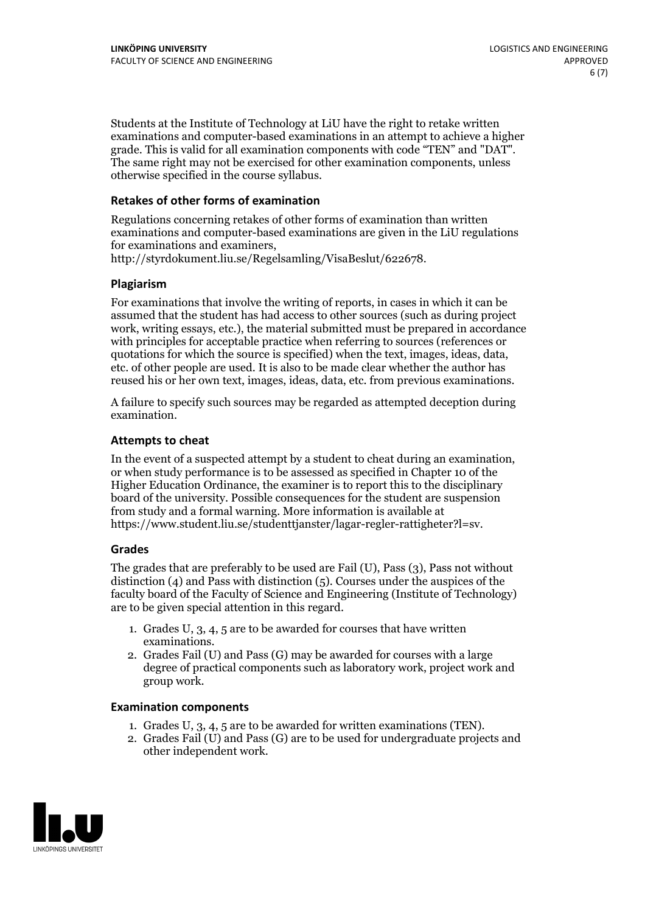Students at the Institute of Technology at LiU have the right to retake written examinations and computer-based examinations in an attempt to achieve a higher grade. This is valid for all examination components with code "TEN" and "DAT". The same right may not be exercised for other examination components, unless otherwise specified in the course syllabus.

### Retakes of other forms of examination

Regulations concerning retakes of other forms of examination than written examinations and computer-based examinations are given in the LiU regulations for examinations and examiners, http://styrdokument.liu.se/Regelsamling/VisaBeslut/622678.

### Plagiarism

For examinations that involve the writing of reports, in cases in which it can be assumed that the student has had access to other sources (such as during project work, writing essays, etc.), the material submitted must be prepared in accordance with principles for acceptable practice when referring to sources (references or quotations for which the source is specified) when the text, images, ideas, data, etc. of other people are used. It is also to be made clear whether the author has reused his or her own text, images, ideas, data, etc. from previous examinations.

A failure to specify such sources may be regarded as attempted deception during examination.

### Attempts to cheat

In the event of a suspected attempt by a student to cheat during an examination, or when study performance is to be assessed as specified in Chapter 10 of the Higher Education Ordinance, the examiner is to report this to the disciplinary board of the university. Possible consequences for the student are suspension from study and a formal warning. More information is available at https://www.student.liu.se/studenttjanster/lagar-regler-rattigheter?l=sv.

### Grades

The grades that are preferably to be used are Fail (U), Pass (3), Pass not without distinction (4) and Pass with distinction (5). Courses under the auspices of the faculty board of the Faculty of Science and Engineering (Institute of Technology) are to be given special attention in this regard.

1. Grades U, 3, 4, 5 are to be awarded for courses that have written examinations.
2. Grades Fail (U) and Pass (G) may be awarded for courses with a large degree of practical components such as laboratory work, project work and group work.

### Examination components

1. Grades U, 3, 4, 5 are to be awarded for written examinations (TEN).
2. Grades Fail (U) and Pass (G) are to be used for undergraduate projects and other independent work.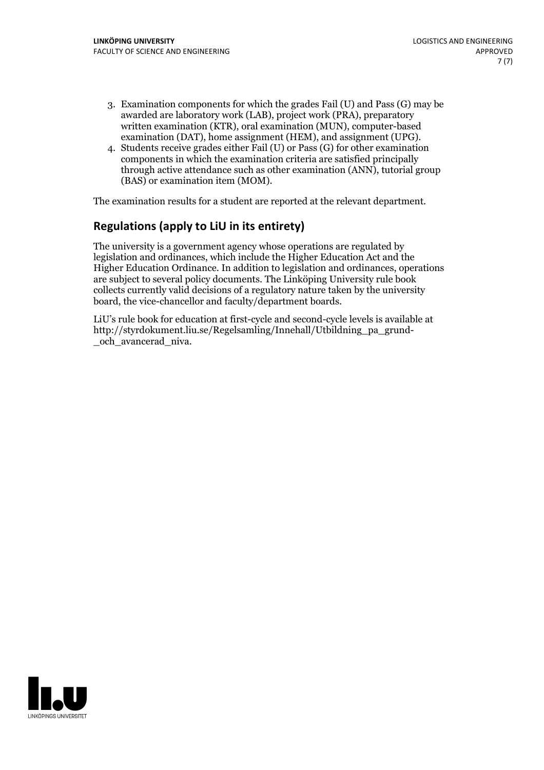3. Examination components for which the grades Fail (U) and Pass (G) may be awarded are laboratory work (LAB), project work (PRA), preparatory written examination (KTR), oral examination (MUN), computer-based examination (DAT), home assignment (HEM), and assignment (UPG).
4. Students receive grades either Fail (U) or Pass (G) for other examination components in which the examination criteria are satisfied principally through active attendance such as other examination (ANN), tutorial group (BAS) or examination item (MOM).

The examination results for a student are reported at the relevant department.

## Regulations (apply to LiU in its entirety)

The university is a government agency whose operations are regulated by legislation and ordinances, which include the Higher Education Act and the Higher Education Ordinance. In addition to legislation and ordinances, operations are subject to several policy documents. The Linköping University rule book collects currently valid decisions of a regulatory nature taken by the university board, the vice-chancellor and faculty/department boards.

LiU's rule book for education at first-cycle and second-cycle levels is available at http://styrdokument.liu.se/Regelsamling/Innehall/Utbildning_pa_grund-_och_avancerad_niva.